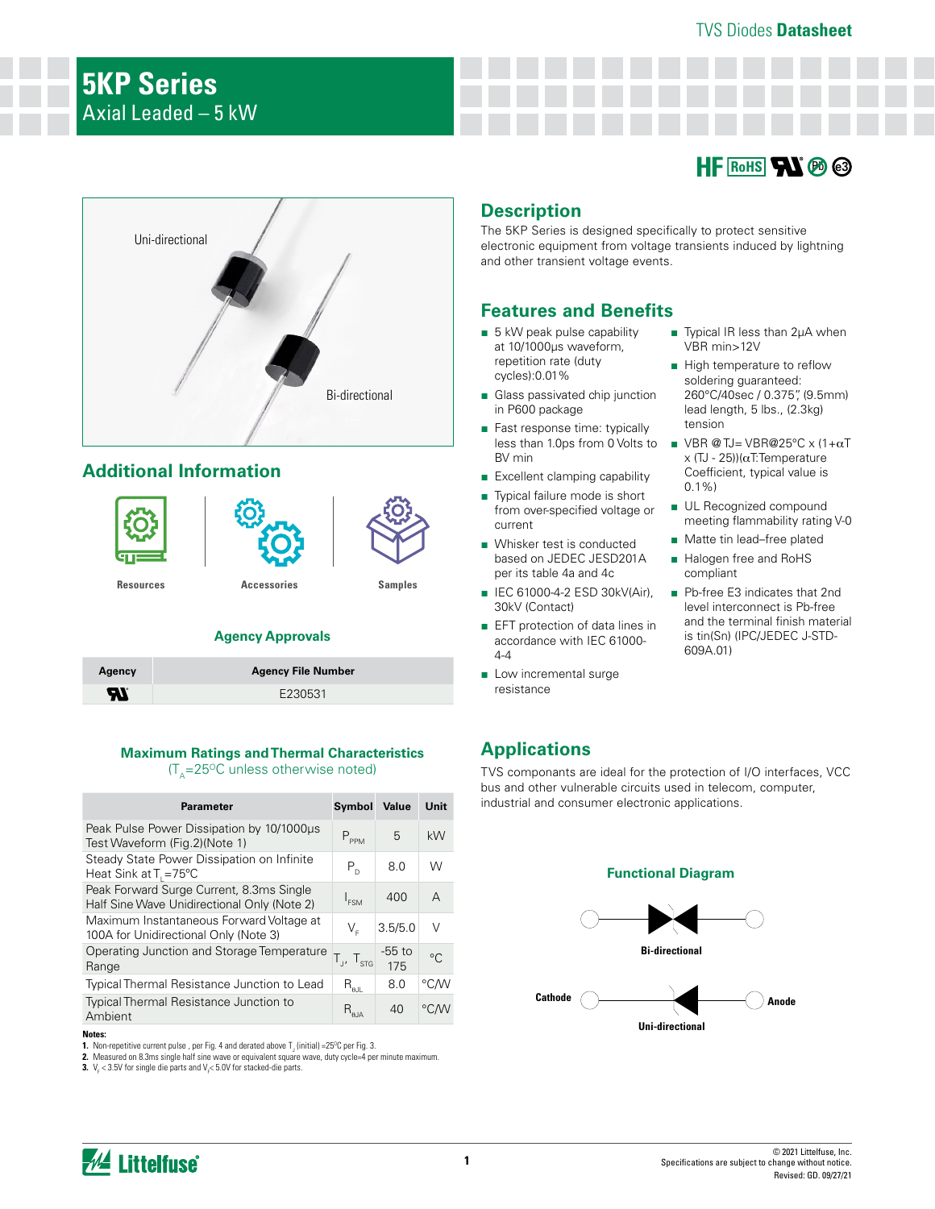# 5KP Series

Axial Leaded – 5 kW

Uni-directional

Bi-directional

## Additional Information

Resources

Accessories

Samples

### Agency Approvals

| Agency | Agency File Number |
|---|---|
| UL | E230531 |

### Maximum Ratings and Thermal Characteristics

($T_A$=25°C unless otherwise noted)

| Parameter | Symbol | Value | Unit |
|---|---|---|---|
| Peak Pulse Power Dissipation by 10/1000μs Test Waveform (Fig.2)(Note 1) | $P_{PPM}$ | 5 | kW |
| Steady State Power Dissipation on Infinite Heat Sink at $T_L$=75°C | $P_D$ | 8.0 | W |
| Peak Forward Surge Current, 8.3ms Single Half Sine Wave Unidirectional Only (Note 2) | $I_{FSM}$ | 400 | A |
| Maximum Instantaneous Forward Voltage at 100A for Unidirectional Only (Note 3) | $V_F$ | 3.5/5.0 | V |
| Operating Junction and Storage Temperature Range | $T_J$, $T_{STG}$ | -55 to 175 | °C |
| Typical Thermal Resistance Junction to Lead | $R_{\theta JL}$ | 8.0 | °C/W |
| Typical Thermal Resistance Junction to Ambient | $R_{\theta JA}$ | 40 | °C/W |

**Notes:**

1. Non-repetitive current pulse , per Fig. 4 and derated above $T_J$ (initial) =25°C per Fig. 3.
2. Measured on 8.3ms single half sine wave or equivalent square wave, duty cycle=4 per minute maximum.
3. $V_F$ < 3.5V for single die parts and $V_F$< 5.0V for stacked-die parts.

## Description

The 5KP Series is designed specifically to protect sensitive electronic equipment from voltage transients induced by lightning and other transient voltage events.

## Features and Benefits

- 5 kW peak pulse capability at 10/1000μs waveform, repetition rate (duty cycles):0.01%
- Glass passivated chip junction in P600 package
- Fast response time: typically less than 1.0ps from 0 Volts to BV min
- Excellent clamping capability
- Typical failure mode is short from over-specified voltage or current
- Whisker test is conducted based on JEDEC JESD201A per its table 4a and 4c
- IEC 61000-4-2 ESD 30kV(Air), 30kV (Contact)
- EFT protection of data lines in accordance with IEC 61000-4-4
- Low incremental surge resistance
- Typical IR less than 2μA when VBR min>12V
- High temperature to reflow soldering guaranteed: 260°C/40sec / 0.375", (9.5mm) lead length, 5 lbs., (2.3kg) tension
- VBR @TJ= VBR@25°C x (1+αT x (TJ - 25))(αT:Temperature Coefficient, typical value is 0.1%)
- UL Recognized compound meeting flammability rating V-0
- Matte tin lead–free plated
- Halogen free and RoHS compliant
- Pb-free E3 indicates that 2nd level interconnect is Pb-free and the terminal finish material is tin(Sn) (IPC/JEDEC J-STD-609A.01)

## Applications

TVS componants are ideal for the protection of I/O interfaces, VCC bus and other vulnerable circuits used in telecom, computer, industrial and consumer electronic applications.

### Functional Diagram

Bi-directional

Cathode

Anode

Uni-directional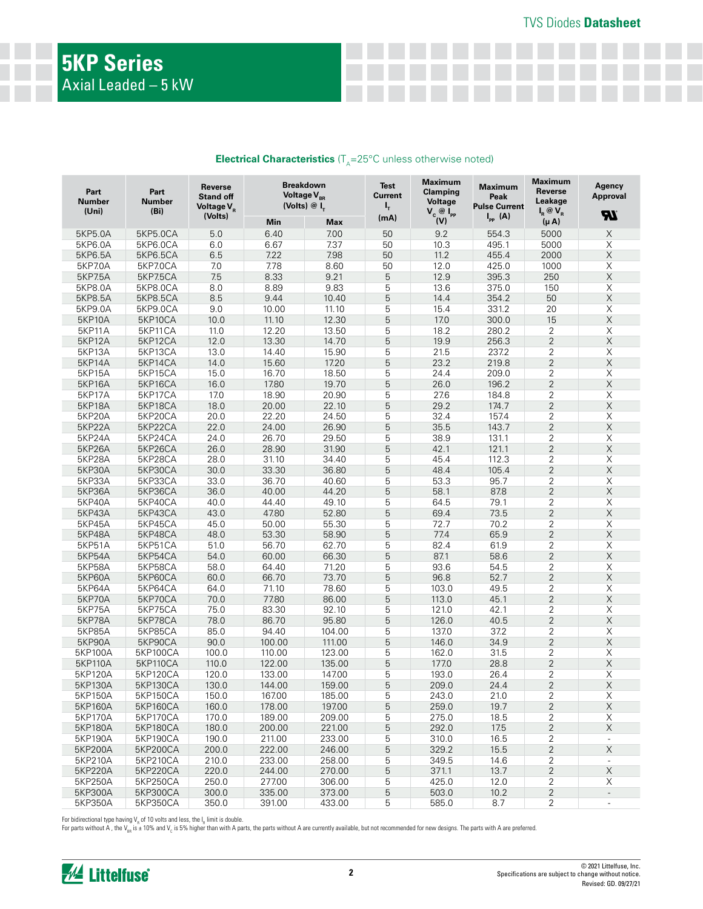# 5KP Series

Axial Leaded – 5 kW

**Electrical Characteristics** ($T_A$=25°C unless otherwise noted)

| Part Number (Uni) | Part Number (Bi) | Reverse Stand off Voltage $V_R$ (Volts) | Breakdown Voltage $V_{BR}$ (Volts) @ $I_T$ | | Test Current $I_T$ (mA) | Maximum Clamping Voltage $V_C$ @ $I_{PP}$ (V) | Maximum Peak Pulse Current $I_{PP}$ (A) | Maximum Reverse Leakage $I_R$ @ $V_R$ (μ A) | Agency Approval UL |
|---|---|---|---|---|---|---|---|---|---|
| | | | Min | Max | | | | | |
| 5KP5.0A | 5KP5.0CA | 5.0 | 6.40 | 7.00 | 50 | 9.2 | 554.3 | 5000 | X |
| 5KP6.0A | 5KP6.0CA | 6.0 | 6.67 | 7.37 | 50 | 10.3 | 495.1 | 5000 | X |
| 5KP6.5A | 5KP6.5CA | 6.5 | 7.22 | 7.98 | 50 | 11.2 | 455.4 | 2000 | X |
| 5KP7.0A | 5KP7.0CA | 7.0 | 7.78 | 8.60 | 50 | 12.0 | 425.0 | 1000 | X |
| 5KP7.5A | 5KP7.5CA | 7.5 | 8.33 | 9.21 | 5 | 12.9 | 395.3 | 250 | X |
| 5KP8.0A | 5KP8.0CA | 8.0 | 8.89 | 9.83 | 5 | 13.6 | 375.0 | 150 | X |
| 5KP8.5A | 5KP8.5CA | 8.5 | 9.44 | 10.40 | 5 | 14.4 | 354.2 | 50 | X |
| 5KP9.0A | 5KP9.0CA | 9.0 | 10.00 | 11.10 | 5 | 15.4 | 331.2 | 20 | X |
| 5KP10A | 5KP10CA | 10.0 | 11.10 | 12.30 | 5 | 17.0 | 300.0 | 15 | X |
| 5KP11A | 5KP11CA | 11.0 | 12.20 | 13.50 | 5 | 18.2 | 280.2 | 2 | X |
| 5KP12A | 5KP12CA | 12.0 | 13.30 | 14.70 | 5 | 19.9 | 256.3 | 2 | X |
| 5KP13A | 5KP13CA | 13.0 | 14.40 | 15.90 | 5 | 21.5 | 237.2 | 2 | X |
| 5KP14A | 5KP14CA | 14.0 | 15.60 | 17.20 | 5 | 23.2 | 219.8 | 2 | X |
| 5KP15A | 5KP15CA | 15.0 | 16.70 | 18.50 | 5 | 24.4 | 209.0 | 2 | X |
| 5KP16A | 5KP16CA | 16.0 | 17.80 | 19.70 | 5 | 26.0 | 196.2 | 2 | X |
| 5KP17A | 5KP17CA | 17.0 | 18.90 | 20.90 | 5 | 27.6 | 184.8 | 2 | X |
| 5KP18A | 5KP18CA | 18.0 | 20.00 | 22.10 | 5 | 29.2 | 174.7 | 2 | X |
| 5KP20A | 5KP20CA | 20.0 | 22.20 | 24.50 | 5 | 32.4 | 157.4 | 2 | X |
| 5KP22A | 5KP22CA | 22.0 | 24.00 | 26.90 | 5 | 35.5 | 143.7 | 2 | X |
| 5KP24A | 5KP24CA | 24.0 | 26.70 | 29.50 | 5 | 38.9 | 131.1 | 2 | X |
| 5KP26A | 5KP26CA | 26.0 | 28.90 | 31.90 | 5 | 42.1 | 121.1 | 2 | X |
| 5KP28A | 5KP28CA | 28.0 | 31.10 | 34.40 | 5 | 45.4 | 112.3 | 2 | X |
| 5KP30A | 5KP30CA | 30.0 | 33.30 | 36.80 | 5 | 48.4 | 105.4 | 2 | X |
| 5KP33A | 5KP33CA | 33.0 | 36.70 | 40.60 | 5 | 53.3 | 95.7 | 2 | X |
| 5KP36A | 5KP36CA | 36.0 | 40.00 | 44.20 | 5 | 58.1 | 87.8 | 2 | X |
| 5KP40A | 5KP40CA | 40.0 | 44.40 | 49.10 | 5 | 64.5 | 79.1 | 2 | X |
| 5KP43A | 5KP43CA | 43.0 | 47.80 | 52.80 | 5 | 69.4 | 73.5 | 2 | X |
| 5KP45A | 5KP45CA | 45.0 | 50.00 | 55.30 | 5 | 72.7 | 70.2 | 2 | X |
| 5KP48A | 5KP48CA | 48.0 | 53.30 | 58.90 | 5 | 77.4 | 65.9 | 2 | X |
| 5KP51A | 5KP51CA | 51.0 | 56.70 | 62.70 | 5 | 82.4 | 61.9 | 2 | X |
| 5KP54A | 5KP54CA | 54.0 | 60.00 | 66.30 | 5 | 87.1 | 58.6 | 2 | X |
| 5KP58A | 5KP58CA | 58.0 | 64.40 | 71.20 | 5 | 93.6 | 54.5 | 2 | X |
| 5KP60A | 5KP60CA | 60.0 | 66.70 | 73.70 | 5 | 96.8 | 52.7 | 2 | X |
| 5KP64A | 5KP64CA | 64.0 | 71.10 | 78.60 | 5 | 103.0 | 49.5 | 2 | X |
| 5KP70A | 5KP70CA | 70.0 | 77.80 | 86.00 | 5 | 113.0 | 45.1 | 2 | X |
| 5KP75A | 5KP75CA | 75.0 | 83.30 | 92.10 | 5 | 121.0 | 42.1 | 2 | X |
| 5KP78A | 5KP78CA | 78.0 | 86.70 | 95.80 | 5 | 126.0 | 40.5 | 2 | X |
| 5KP85A | 5KP85CA | 85.0 | 94.40 | 104.00 | 5 | 137.0 | 37.2 | 2 | X |
| 5KP90A | 5KP90CA | 90.0 | 100.00 | 111.00 | 5 | 146.0 | 34.9 | 2 | X |
| 5KP100A | 5KP100CA | 100.0 | 110.00 | 123.00 | 5 | 162.0 | 31.5 | 2 | X |
| 5KP110A | 5KP110CA | 110.0 | 122.00 | 135.00 | 5 | 177.0 | 28.8 | 2 | X |
| 5KP120A | 5KP120CA | 120.0 | 133.00 | 147.00 | 5 | 193.0 | 26.4 | 2 | X |
| 5KP130A | 5KP130CA | 130.0 | 144.00 | 159.00 | 5 | 209.0 | 24.4 | 2 | X |
| 5KP150A | 5KP150CA | 150.0 | 167.00 | 185.00 | 5 | 243.0 | 21.0 | 2 | X |
| 5KP160A | 5KP160CA | 160.0 | 178.00 | 197.00 | 5 | 259.0 | 19.7 | 2 | X |
| 5KP170A | 5KP170CA | 170.0 | 189.00 | 209.00 | 5 | 275.0 | 18.5 | 2 | X |
| 5KP180A | 5KP180CA | 180.0 | 200.00 | 221.00 | 5 | 292.0 | 17.5 | 2 | X |
| 5KP190A | 5KP190CA | 190.0 | 211.00 | 233.00 | 5 | 310.0 | 16.5 | 2 | - |
| 5KP200A | 5KP200CA | 200.0 | 222.00 | 246.00 | 5 | 329.2 | 15.5 | 2 | X |
| 5KP210A | 5KP210CA | 210.0 | 233.00 | 258.00 | 5 | 349.5 | 14.6 | 2 | - |
| 5KP220A | 5KP220CA | 220.0 | 244.00 | 270.00 | 5 | 371.1 | 13.7 | 2 | X |
| 5KP250A | 5KP250CA | 250.0 | 277.00 | 306.00 | 5 | 425.0 | 12.0 | 2 | X |
| 5KP300A | 5KP300CA | 300.0 | 335.00 | 373.00 | 5 | 503.0 | 10.2 | 2 | - |
| 5KP350A | 5KP350CA | 350.0 | 391.00 | 433.00 | 5 | 585.0 | 8.7 | 2 | - |

For bidirectional type having $V_R$ of 10 volts and less, the $I_R$ limit is double.
For parts without A , the $V_{BR}$ is ± 10% and $V_C$ is 5% higher than with A parts, the parts without A are currently available, but not recommended for new designs. The parts with A are preferred.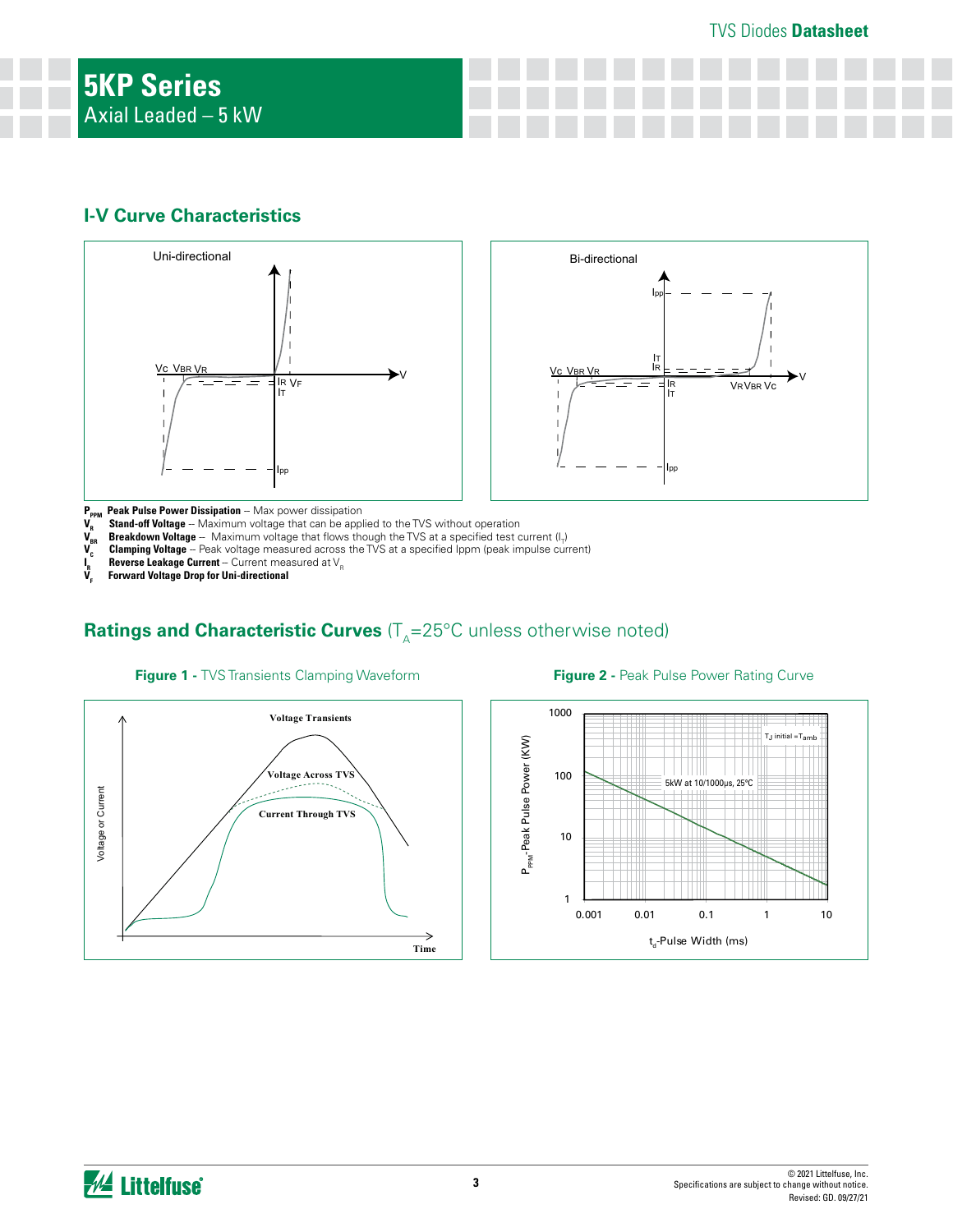## I-V Curve Characteristics

- $P_{PPM}$ **Peak Pulse Power Dissipation** -- Max power dissipation
- $V_R$ **Stand-off Voltage** -- Maximum voltage that can be applied to the TVS without operation
- $V_{BR}$ **Breakdown Voltage** -- Maximum voltage that flows though the TVS at a specified test current ($I_T$)
- $V_C$ **Clamping Voltage** -- Peak voltage measured across the TVS at a specified Ippm (peak impulse current)
- $I_R$ **Reverse Leakage Current** -- Current measured at $V_R$
- $V_F$ **Forward Voltage Drop for Uni-directional**

## Ratings and Characteristic Curves ($T_A$=25°C unless otherwise noted)

**Figure 1 -** TVS Transients Clamping Waveform

**Figure 2 -** Peak Pulse Power Rating Curve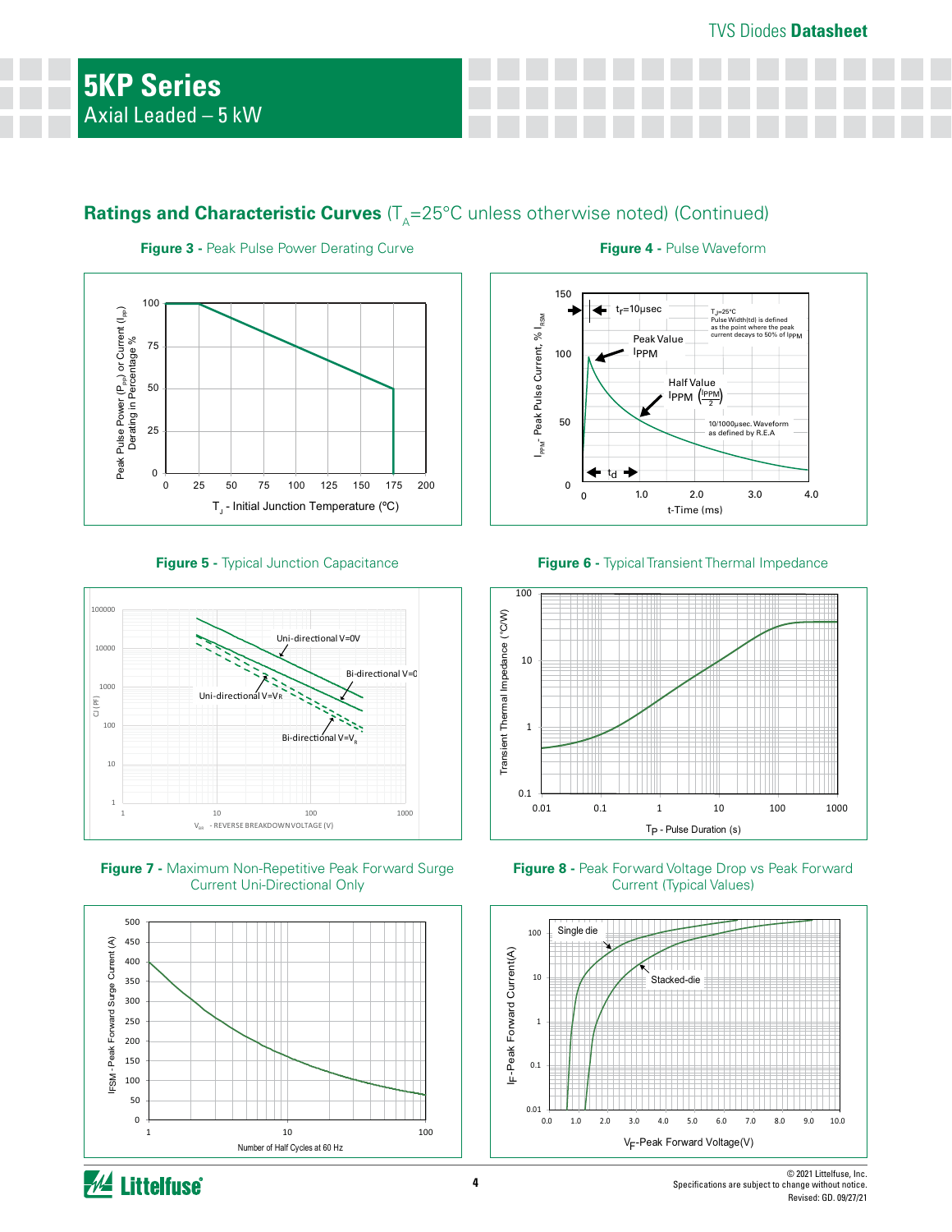## Ratings and Characteristic Curves ($T_A$=25°C unless otherwise noted) (Continued)

**Figure 3 -** Peak Pulse Power Derating Curve

**Figure 4 -** Pulse Waveform

**Figure 5 -** Typical Junction Capacitance

**Figure 6 -** Typical Transient Thermal Impedance

**Figure 7 -** Maximum Non-Repetitive Peak Forward Surge Current Uni-Directional Only

**Figure 8 -** Peak Forward Voltage Drop vs Peak Forward Current (Typical Values)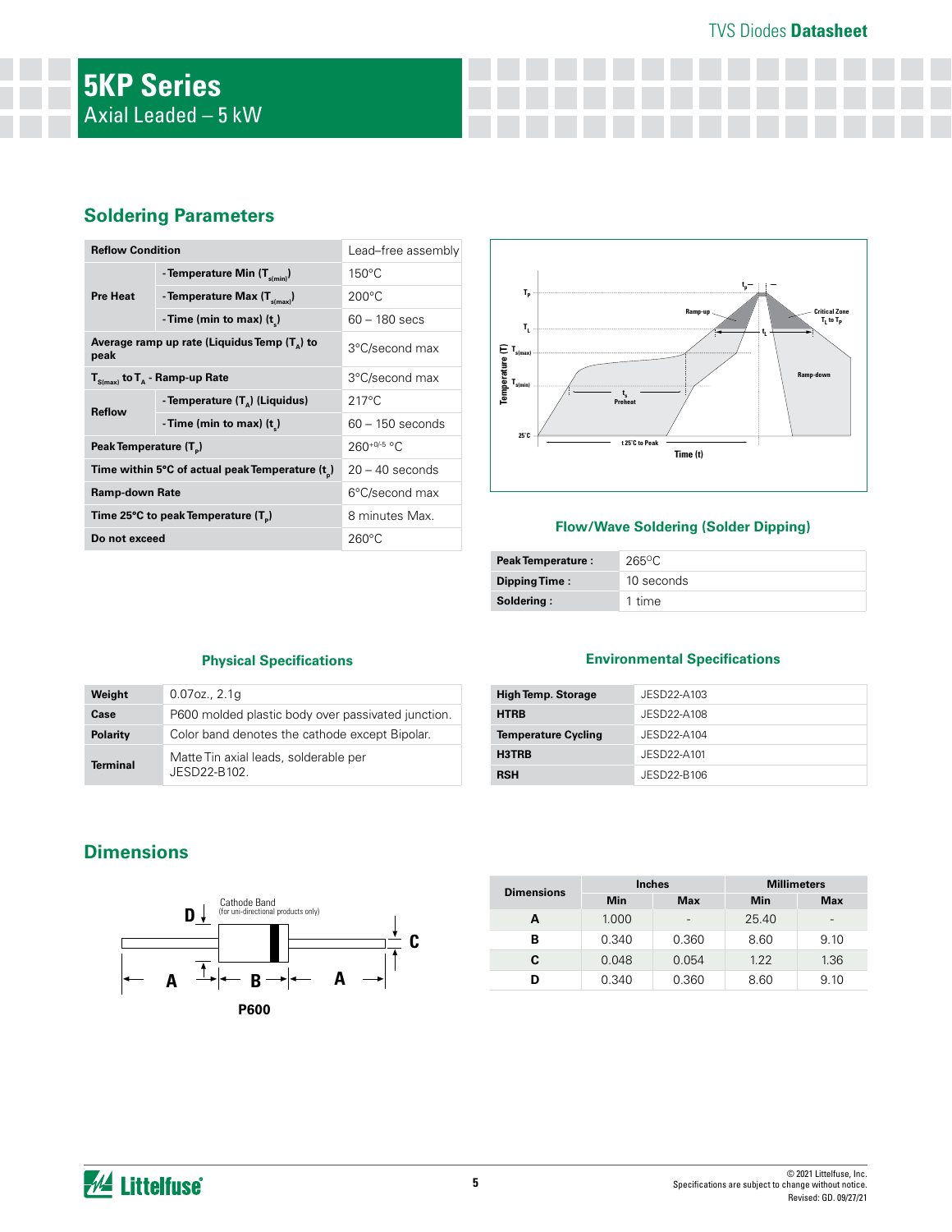# 5KP Series

Axial Leaded – 5 kW

## Soldering Parameters

| Reflow Condition | | Lead–free assembly |
|---|---|---|
| Pre Heat | - Temperature Min ($T_{s(min)}$) | 150°C |
| | - Temperature Max ($T_{s(max)}$) | 200°C |
| | - Time (min to max) ($t_s$) | 60 – 180 secs |
| Average ramp up rate (Liquidus Temp ($T_A$) to peak | | 3°C/second max |
| $T_{S(max)}$ to $T_A$ - Ramp-up Rate | | 3°C/second max |
| Reflow | - Temperature ($T_A$) (Liquidus) | 217°C |
| | - Time (min to max) ($t_s$) | 60 – 150 seconds |
| Peak Temperature ($T_P$) | | $260^{+0/-5}$ °C |
| Time within 5°C of actual peak Temperature ($t_p$) | | 20 – 40 seconds |
| Ramp-down Rate | | 6°C/second max |
| Time 25°C to peak Temperature ($T_P$) | | 8 minutes Max. |
| Do not exceed | | 260°C |

### Flow/Wave Soldering (Solder Dipping)

| Peak Temperature : | 265°C |
|---|---|
| Dipping Time : | 10 seconds |
| Soldering : | 1 time |

### Physical Specifications

| Weight | 0.07oz., 2.1g |
|---|---|
| Case | P600 molded plastic body over passivated junction. |
| Polarity | Color band denotes the cathode except Bipolar. |
| Terminal | Matte Tin axial leads, solderable per JESD22-B102. |

### Environmental Specifications

| High Temp. Storage | JESD22-A103 |
|---|---|
| HTRB | JESD22-A108 |
| Temperature Cycling | JESD22-A104 |
| H3TRB | JESD22-A101 |
| RSH | JESD22-B106 |

## Dimensions

P600

| Dimensions | Inches | | Millimeters | |
|---|---|---|---|---|
| | Min | Max | Min | Max |
| A | 1.000 | - | 25.40 | - |
| B | 0.340 | 0.360 | 8.60 | 9.10 |
| C | 0.048 | 0.054 | 1.22 | 1.36 |
| D | 0.340 | 0.360 | 8.60 | 9.10 |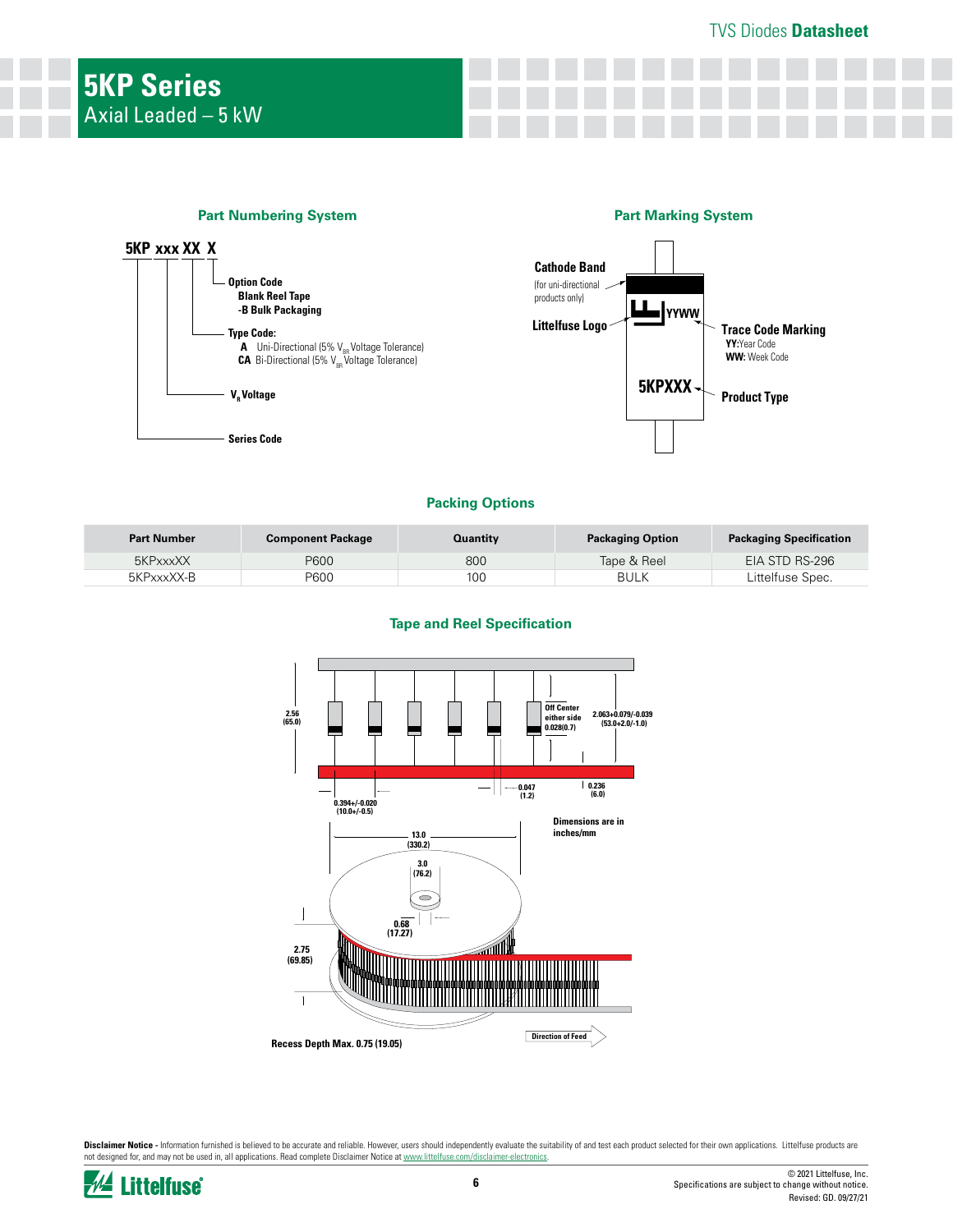# 5KP Series
Axial Leaded – 5 kW

## Part Numbering System

5KP xxx XX X

- Option Code
  - Blank Reel Tape
  - -B Bulk Packaging
- Type Code:
  - **A** Uni-Directional (5% $V_{BR}$ Voltage Tolerance)
  - **CA** Bi-Directional (5% $V_{BR}$ Voltage Tolerance)
- $V_R$ Voltage
- Series Code

## Part Marking System

Cathode Band
(for uni-directional products only)

Littelfuse Logo

YYWW

Trace Code Marking
YY: Year Code
WW: Week Code

5KPXXX

Product Type

## Packing Options

| Part Number | Component Package | Quantity | Packaging Option | Packaging Specification |
|---|---|---|---|---|
| 5KPxxxXX | P600 | 800 | Tape & Reel | EIA STD RS-296 |
| 5KPxxxXX-B | P600 | 100 | BULK | Littelfuse Spec. |

## Tape and Reel Specification

2.56
(65.0)

Off Center either side 0.028(0.7)

2.063+0.079/-0.039
(53.0+2.0/-1.0)

0.047
(1.2)

0.236
(6.0)

0.394+/-0.020
(10.0+/-0.5)

Dimensions are in inches/mm

13.0
(330.2)

3.0
(76.2)

0.68
(17.27)

2.75
(69.85)

Recess Depth Max. 0.75 (19.05)

Direction of Feed

**Disclaimer Notice -** Information furnished is believed to be accurate and reliable. However, users should independently evaluate the suitability of and test each product selected for their own applications. Littelfuse products are not designed for, and may not be used in, all applications. Read complete Disclaimer Notice at www.littelfuse.com/disclaimer-electronics.